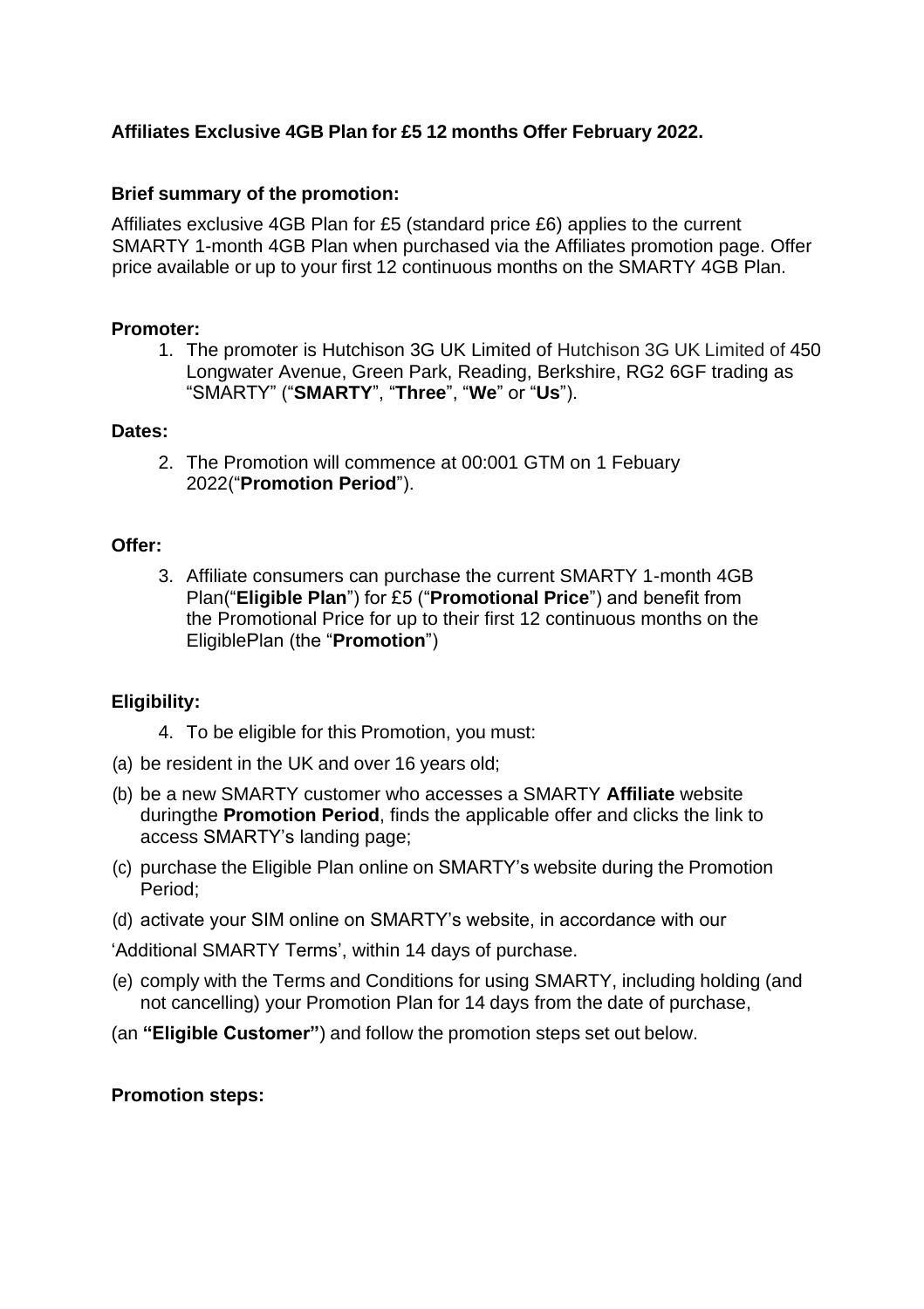**Affiliates Exclusive 4GB Plan for £5 12 months Offer February 2022.**

**Brief summary of the promotion:**

Affiliates exclusive 4GB Plan for £5 (standard price £6) applies to the current SMARTY 1-month 4GB Plan when purchased via the Affiliates promotion page. Offer price available or up to your first 12 continuous months on the SMARTY 4GB Plan.

**Promoter:**

1. The promoter is Hutchison 3G UK Limited of Hutchison 3G UK Limited of 450 Longwater Avenue, Green Park, Reading, Berkshire, RG2 6GF trading as "SMARTY" ("**SMARTY**", "**Three**", "**We**" or "**Us**").

**Dates:**

2. The Promotion will commence at 00:001 GTM on 1 Febuary 2022("**Promotion Period**").

**Offer:**

3. Affiliate consumers can purchase the current SMARTY 1-month 4GB Plan("**Eligible Plan**") for £5 ("**Promotional Price**") and benefit from the Promotional Price for up to their first 12 continuous months on the EligiblePlan (the "**Promotion**")

**Eligibility:**

4. To be eligible for this Promotion, you must:

(a) be resident in the UK and over 16 years old;

(b) be a new SMARTY customer who accesses a SMARTY **Affiliate** website duringthe **Promotion Period**, finds the applicable offer and clicks the link to access SMARTY's landing page;

(c) purchase the Eligible Plan online on SMARTY's website during the Promotion Period;

(d) activate your SIM online on SMARTY's website, in accordance with our

'Additional SMARTY Terms', within 14 days of purchase.

(e) comply with the Terms and Conditions for using SMARTY, including holding (and not cancelling) your Promotion Plan for 14 days from the date of purchase,

(an **"Eligible Customer"**) and follow the promotion steps set out below.

**Promotion steps:**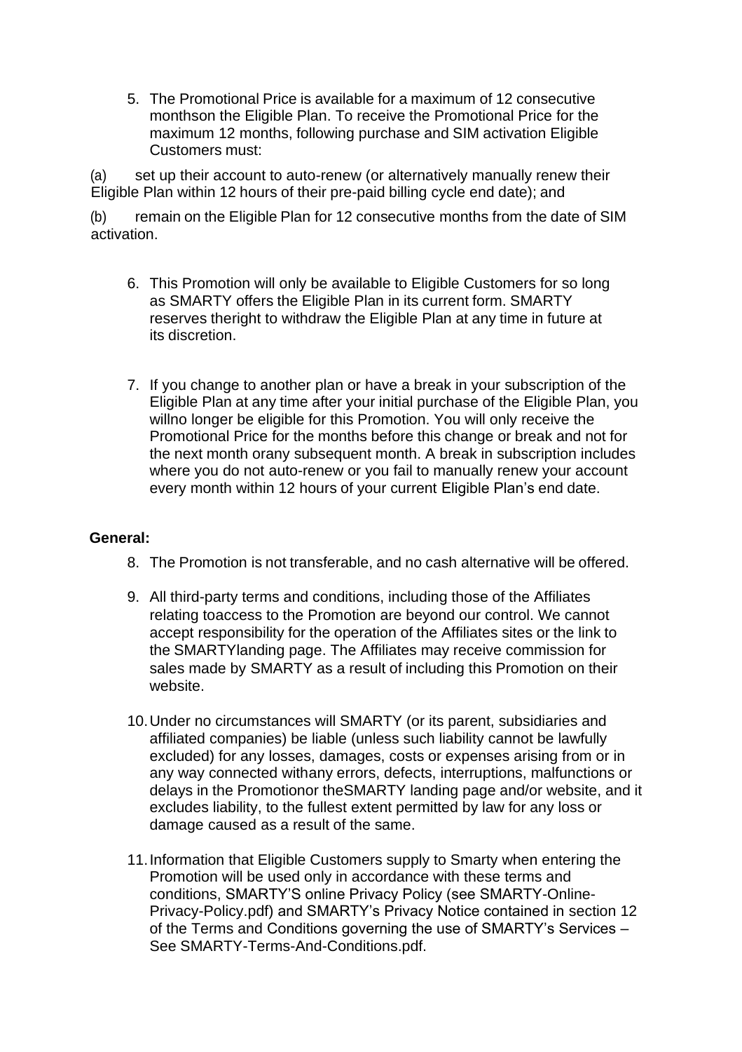5. The Promotional Price is available for a maximum of 12 consecutive monthson the Eligible Plan. To receive the Promotional Price for the maximum 12 months, following purchase and SIM activation Eligible Customers must:

(a) set up their account to auto-renew (or alternatively manually renew their Eligible Plan within 12 hours of their pre-paid billing cycle end date); and

(b) remain on the Eligible Plan for 12 consecutive months from the date of SIM activation.

6. This Promotion will only be available to Eligible Customers for so long as SMARTY offers the Eligible Plan in its current form. SMARTY reserves theright to withdraw the Eligible Plan at any time in future at its discretion.

7. If you change to another plan or have a break in your subscription of the Eligible Plan at any time after your initial purchase of the Eligible Plan, you willno longer be eligible for this Promotion. You will only receive the Promotional Price for the months before this change or break and not for the next month orany subsequent month. A break in subscription includes where you do not auto-renew or you fail to manually renew your account every month within 12 hours of your current Eligible Plan's end date.

**General:**

8. The Promotion is not transferable, and no cash alternative will be offered.

9. All third-party terms and conditions, including those of the Affiliates relating toaccess to the Promotion are beyond our control. We cannot accept responsibility for the operation of the Affiliates sites or the link to the SMARTYlanding page. The Affiliates may receive commission for sales made by SMARTY as a result of including this Promotion on their website.

10. Under no circumstances will SMARTY (or its parent, subsidiaries and affiliated companies) be liable (unless such liability cannot be lawfully excluded) for any losses, damages, costs or expenses arising from or in any way connected withany errors, defects, interruptions, malfunctions or delays in the Promotionor theSMARTY landing page and/or website, and it excludes liability, to the fullest extent permitted by law for any loss or damage caused as a result of the same.

11. Information that Eligible Customers supply to Smarty when entering the Promotion will be used only in accordance with these terms and conditions, SMARTY'S online Privacy Policy (see SMARTY-Online-Privacy-Policy.pdf) and SMARTY's Privacy Notice contained in section 12 of the Terms and Conditions governing the use of SMARTY's Services – See SMARTY-Terms-And-Conditions.pdf.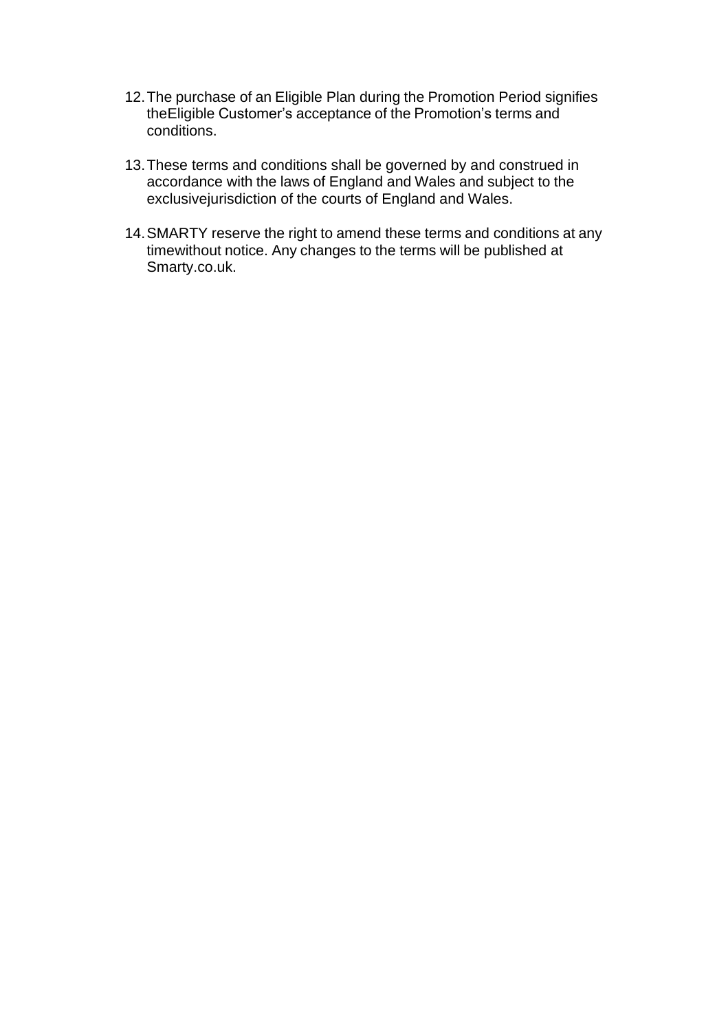12. The purchase of an Eligible Plan during the Promotion Period signifies theEligible Customer's acceptance of the Promotion's terms and conditions.

13. These terms and conditions shall be governed by and construed in accordance with the laws of England and Wales and subject to the exclusivejurisdiction of the courts of England and Wales.

14. SMARTY reserve the right to amend these terms and conditions at any timewithout notice. Any changes to the terms will be published at Smarty.co.uk.